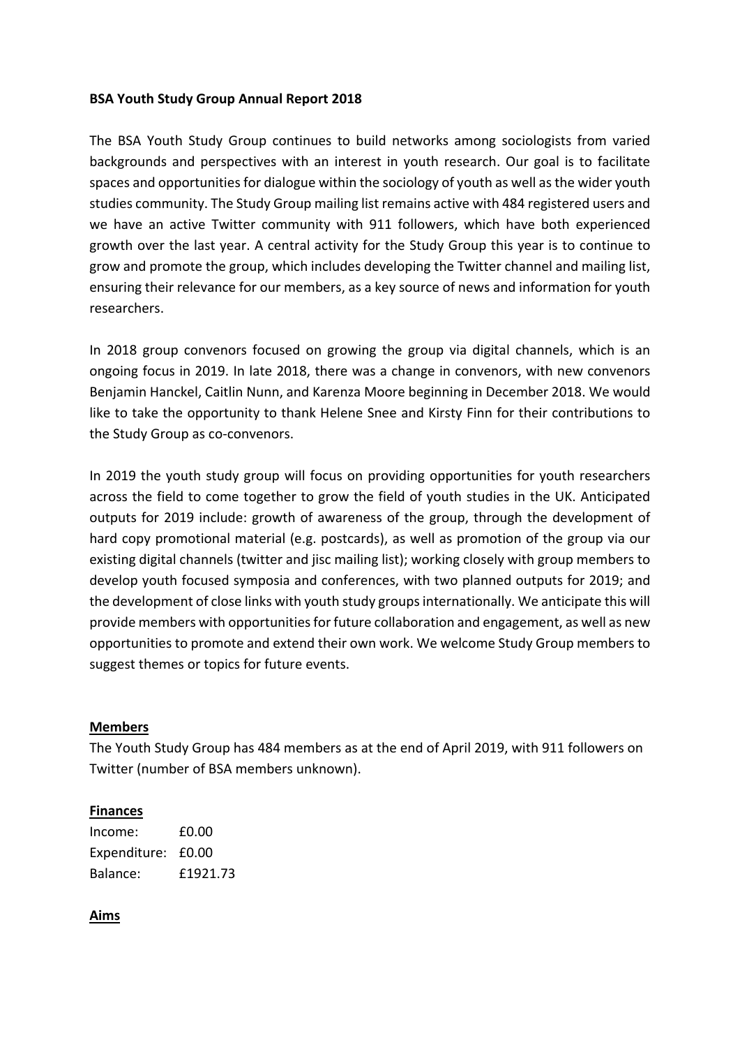**BSA Youth Study Group Annual Report 2018**

The BSA Youth Study Group continues to build networks among sociologists from varied backgrounds and perspectives with an interest in youth research. Our goal is to facilitate spaces and opportunities for dialogue within the sociology of youth as well as the wider youth studies community. The Study Group mailing list remains active with 484 registered users and we have an active Twitter community with 911 followers, which have both experienced growth over the last year. A central activity for the Study Group this year is to continue to grow and promote the group, which includes developing the Twitter channel and mailing list, ensuring their relevance for our members, as a key source of news and information for youth researchers.

In 2018 group convenors focused on growing the group via digital channels, which is an ongoing focus in 2019. In late 2018, there was a change in convenors, with new convenors Benjamin Hanckel, Caitlin Nunn, and Karenza Moore beginning in December 2018. We would like to take the opportunity to thank Helene Snee and Kirsty Finn for their contributions to the Study Group as co-convenors.

In 2019 the youth study group will focus on providing opportunities for youth researchers across the field to come together to grow the field of youth studies in the UK. Anticipated outputs for 2019 include: growth of awareness of the group, through the development of hard copy promotional material (e.g. postcards), as well as promotion of the group via our existing digital channels (twitter and jisc mailing list); working closely with group members to develop youth focused symposia and conferences, with two planned outputs for 2019; and the development of close links with youth study groups internationally. We anticipate this will provide members with opportunities for future collaboration and engagement, as well as new opportunities to promote and extend their own work. We welcome Study Group members to suggest themes or topics for future events.

**Members**

The Youth Study Group has 484 members as at the end of April 2019, with 911 followers on Twitter (number of BSA members unknown).

**Finances**

Income: £0.00
Expenditure: £0.00
Balance: £1921.73

**Aims**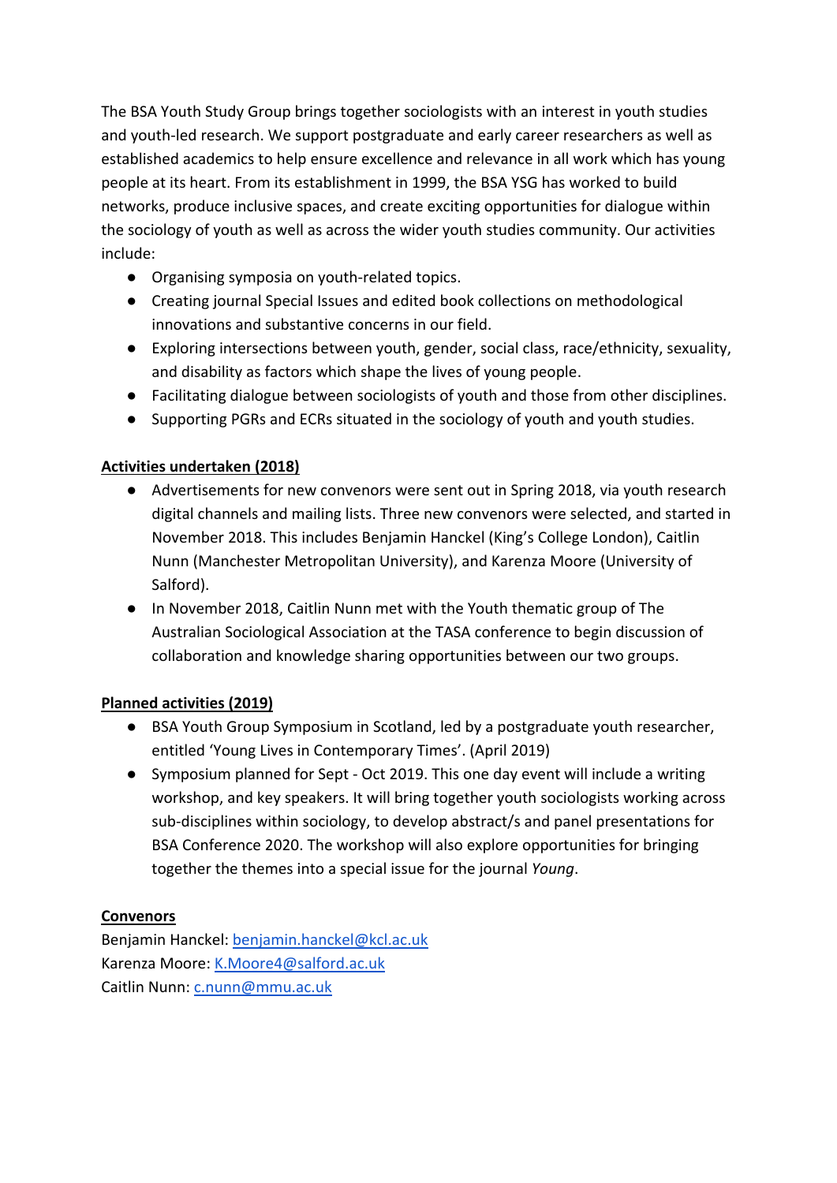The BSA Youth Study Group brings together sociologists with an interest in youth studies and youth-led research. We support postgraduate and early career researchers as well as established academics to help ensure excellence and relevance in all work which has young people at its heart. From its establishment in 1999, the BSA YSG has worked to build networks, produce inclusive spaces, and create exciting opportunities for dialogue within the sociology of youth as well as across the wider youth studies community. Our activities include:

- Organising symposia on youth-related topics.
- Creating journal Special Issues and edited book collections on methodological innovations and substantive concerns in our field.
- Exploring intersections between youth, gender, social class, race/ethnicity, sexuality, and disability as factors which shape the lives of young people.
- Facilitating dialogue between sociologists of youth and those from other disciplines.
- Supporting PGRs and ECRs situated in the sociology of youth and youth studies.

**Activities undertaken (2018)**

- Advertisements for new convenors were sent out in Spring 2018, via youth research digital channels and mailing lists. Three new convenors were selected, and started in November 2018. This includes Benjamin Hanckel (King's College London), Caitlin Nunn (Manchester Metropolitan University), and Karenza Moore (University of Salford).
- In November 2018, Caitlin Nunn met with the Youth thematic group of The Australian Sociological Association at the TASA conference to begin discussion of collaboration and knowledge sharing opportunities between our two groups.

**Planned activities (2019)**

- BSA Youth Group Symposium in Scotland, led by a postgraduate youth researcher, entitled 'Young Lives in Contemporary Times'. (April 2019)
- Symposium planned for Sept - Oct 2019. This one day event will include a writing workshop, and key speakers. It will bring together youth sociologists working across sub-disciplines within sociology, to develop abstract/s and panel presentations for BSA Conference 2020. The workshop will also explore opportunities for bringing together the themes into a special issue for the journal *Young*.

**Convenors**

Benjamin Hanckel: benjamin.hanckel@kcl.ac.uk
Karenza Moore: K.Moore4@salford.ac.uk
Caitlin Nunn: c.nunn@mmu.ac.uk